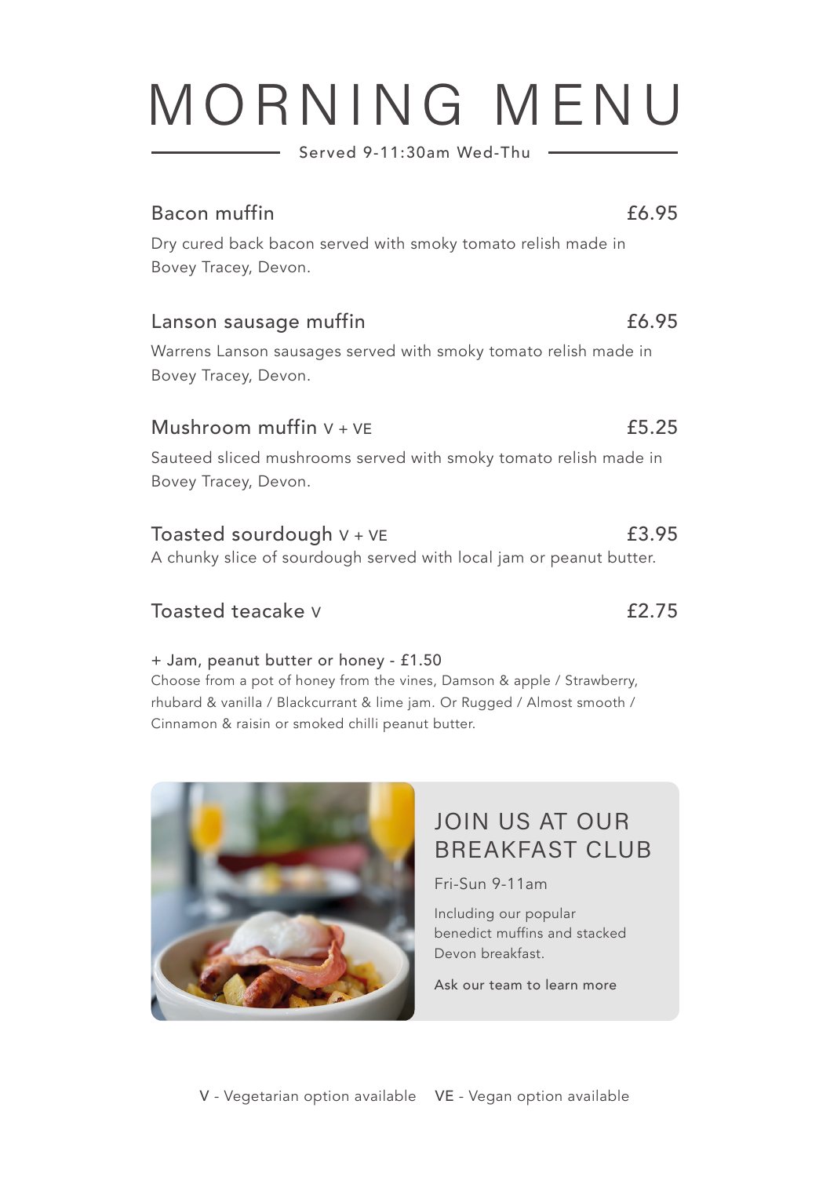# MORNING MENU

Served 9-11:30am Wed-Thu

### Bacon muffin — £6.95

Dry cured back bacon served with smoky tomato relish made in Bovey Tracey, Devon.

### Lanson sausage muffin — £6.95

Warrens Lanson sausages served with smoky tomato relish made in Bovey Tracey, Devon.

### Mushroom muffin V + VE — £5.25

Sauteed sliced mushrooms served with smoky tomato relish made in Bovey Tracey, Devon.

### Toasted sourdough V + VE — £3.95

A chunky slice of sourdough served with local jam or peanut butter.

### Toasted teacake V — £2.75

+ Jam, peanut butter or honey - £1.50

Choose from a pot of honey from the vines, Damson & apple / Strawberry, rhubard & vanilla / Blackcurrant & lime jam. Or Rugged / Almost smooth / Cinnamon & raisin or smoked chilli peanut butter.

## JOIN US AT OUR BREAKFAST CLUB

Fri-Sun 9-11am

Including our popular benedict muffins and stacked Devon breakfast.

Ask our team to learn more

V - Vegetarian option available    VE - Vegan option available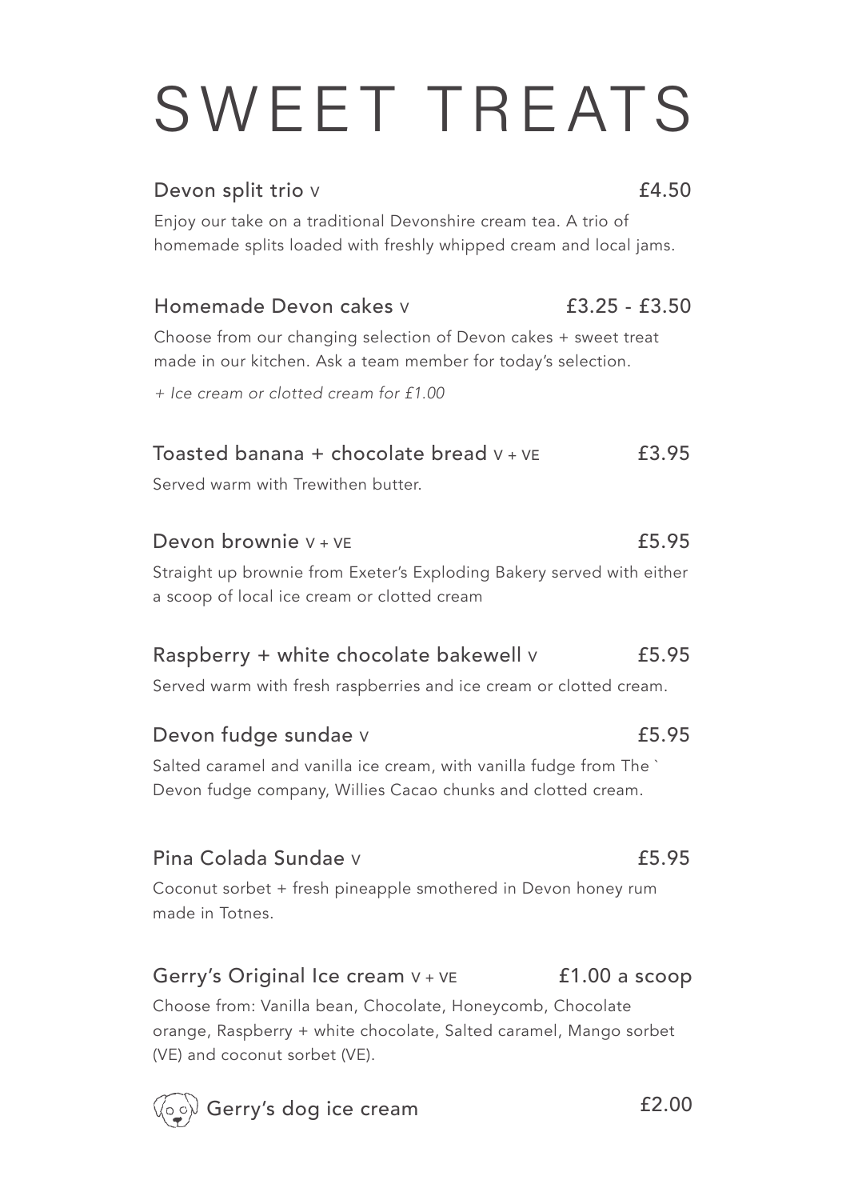# SWEET TREATS

### Devon split trio V — £4.50

Enjoy our take on a traditional Devonshire cream tea. A trio of homemade splits loaded with freshly whipped cream and local jams.

### Homemade Devon cakes V — £3.25 - £3.50

Choose from our changing selection of Devon cakes + sweet treat made in our kitchen. Ask a team member for today's selection.

*+ Ice cream or clotted cream for £1.00*

### Toasted banana + chocolate bread V + VE — £3.95

Served warm with Trewithen butter.

### Devon brownie V + VE — £5.95

Straight up brownie from Exeter's Exploding Bakery served with either a scoop of local ice cream or clotted cream

### Raspberry + white chocolate bakewell V — £5.95

Served warm with fresh raspberries and ice cream or clotted cream.

### Devon fudge sundae V — £5.95

Salted caramel and vanilla ice cream, with vanilla fudge from The ` Devon fudge company, Willies Cacao chunks and clotted cream.

### Pina Colada Sundae V — £5.95

Coconut sorbet + fresh pineapple smothered in Devon honey rum made in Totnes.

### Gerry's Original Ice cream V + VE — £1.00 a scoop

Choose from: Vanilla bean, Chocolate, Honeycomb, Chocolate orange, Raspberry + white chocolate, Salted caramel, Mango sorbet (VE) and coconut sorbet (VE).

### Gerry's dog ice cream — £2.00